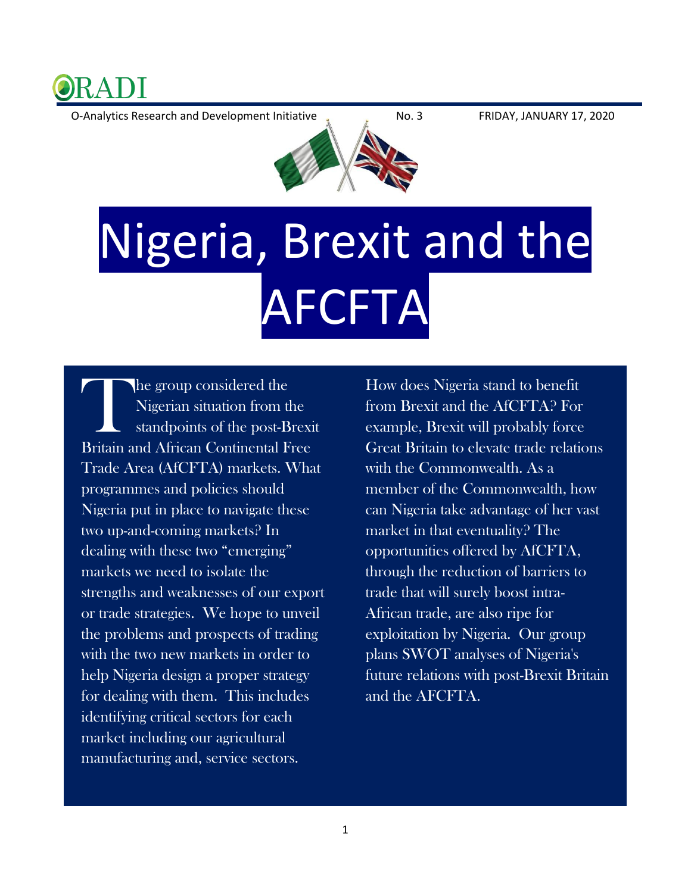ORADI

O-Analytics Research and Development Initiative — No. 3 — FRIDAY, JANUARY 17, 2020

# Nigeria, Brexit and the AFCFTA

The group considered the Nigerian situation from the standpoints of the post-Brexit Britain and African Continental Free Trade Area (AfCFTA) markets. What programmes and policies should Nigeria put in place to navigate these two up-and-coming markets? In dealing with these two "emerging" markets we need to isolate the strengths and weaknesses of our export or trade strategies. We hope to unveil the problems and prospects of trading with the two new markets in order to help Nigeria design a proper strategy for dealing with them. This includes identifying critical sectors for each market including our agricultural manufacturing and, service sectors.

How does Nigeria stand to benefit from Brexit and the AfCFTA? For example, Brexit will probably force Great Britain to elevate trade relations with the Commonwealth. As a member of the Commonwealth, how can Nigeria take advantage of her vast market in that eventuality? The opportunities offered by AfCFTA, through the reduction of barriers to trade that will surely boost intra-African trade, are also ripe for exploitation by Nigeria. Our group plans SWOT analyses of Nigeria's future relations with post-Brexit Britain and the AFCFTA.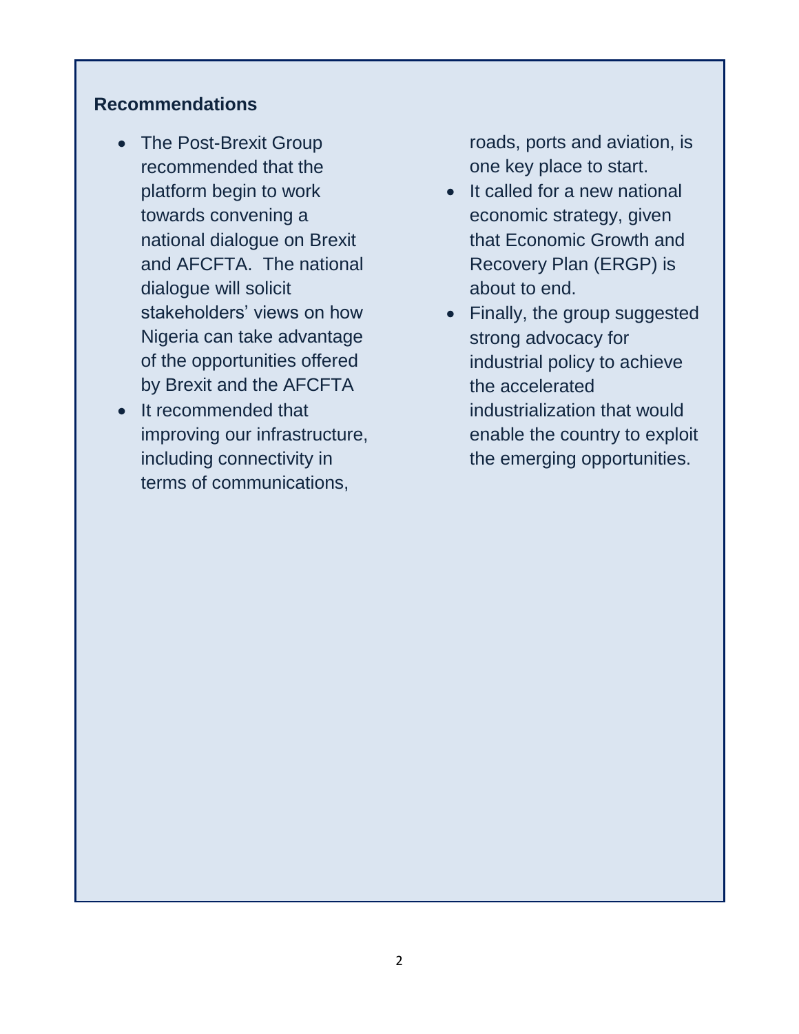### Recommendations

- The Post-Brexit Group recommended that the platform begin to work towards convening a national dialogue on Brexit and AFCFTA. The national dialogue will solicit stakeholders' views on how Nigeria can take advantage of the opportunities offered by Brexit and the AFCFTA
- It recommended that improving our infrastructure, including connectivity in terms of communications, roads, ports and aviation, is one key place to start.
- It called for a new national economic strategy, given that Economic Growth and Recovery Plan (ERGP) is about to end.
- Finally, the group suggested strong advocacy for industrial policy to achieve the accelerated industrialization that would enable the country to exploit the emerging opportunities.